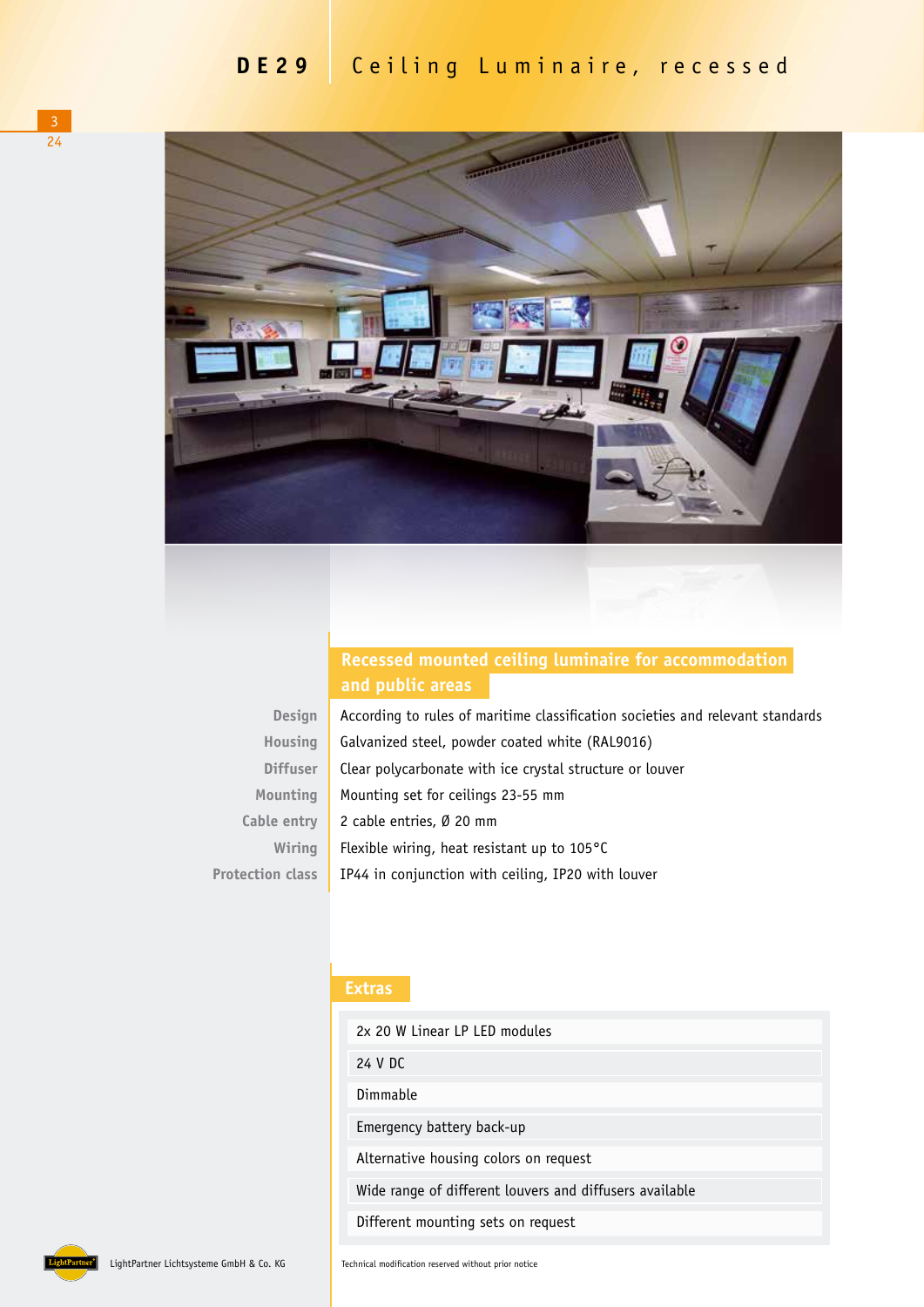# DE29 Ceiling Luminaire, recessed

## Recessed mounted ceiling luminaire for accommodation and public areas

| | |
|---|---|
| Design | According to rules of maritime classification societies and relevant standards |
| Housing | Galvanized steel, powder coated white (RAL9016) |
| Diffuser | Clear polycarbonate with ice crystal structure or louver |
| Mounting | Mounting set for ceilings 23-55 mm |
| Cable entry | 2 cable entries, Ø 20 mm |
| Wiring | Flexible wiring, heat resistant up to 105°C |
| Protection class | IP44 in conjunction with ceiling, IP20 with louver |

## Extras

- 2x 20 W Linear LP LED modules
- 24 V DC
- Dimmable
- Emergency battery back-up
- Alternative housing colors on request
- Wide range of different louvers and diffusers available
- Different mounting sets on request

LightPartner Lichtsysteme GmbH & Co. KG

Technical modification reserved without prior notice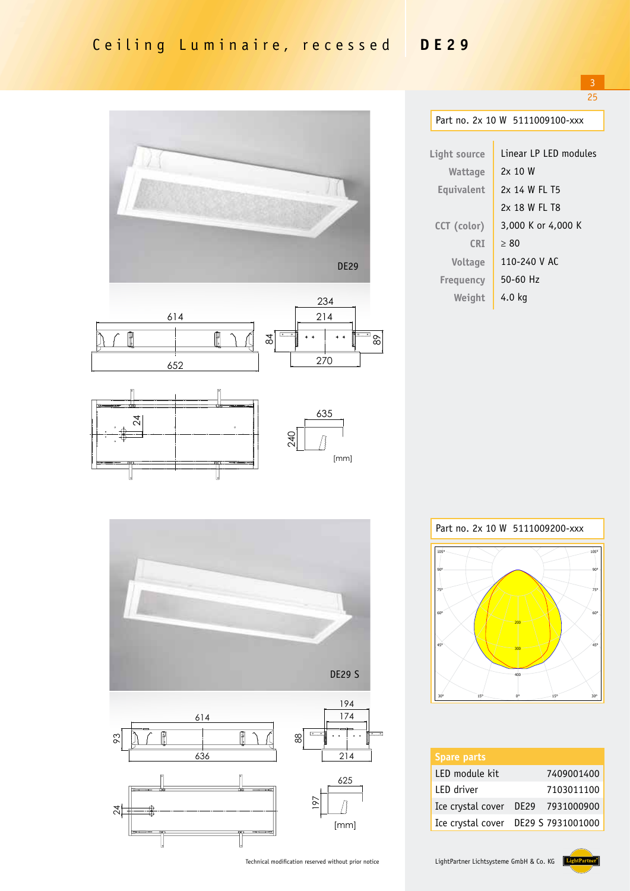# Ceiling Luminaire, recessed **DE29**

DE29

614
652
234
214
270
84
89
24
635
240
[mm]

DE29 S

614
636
93
194
174
214
88
24
625
197
[mm]

Technical modification reserved without prior notice

Part no. 2x 10 W 5111009100-xxx

| | |
|---|---|
| Light source | Linear LP LED modules |
| Wattage | 2x 10 W |
| Equivalent | 2x 14 W FL T5 |
| | 2x 18 W FL T8 |
| CCT (color) | 3,000 K or 4,000 K |
| CRI | ≥ 80 |
| Voltage | 110-240 V AC |
| Frequency | 50-60 Hz |
| Weight | 4.0 kg |

Part no. 2x 10 W 5111009200-xxx

105° 105°
90° 90°
75° 75°
60° 60°
45° 45°
30° 15° 0° 15° 30°
200
300
400

| Spare parts | | |
|---|---|---|
| LED module kit | | 7409001400 |
| LED driver | | 7103011100 |
| Ice crystal cover | DE29 | 7931000900 |
| Ice crystal cover | DE29 S | 7931001000 |

LightPartner Lichtsysteme GmbH & Co. KG